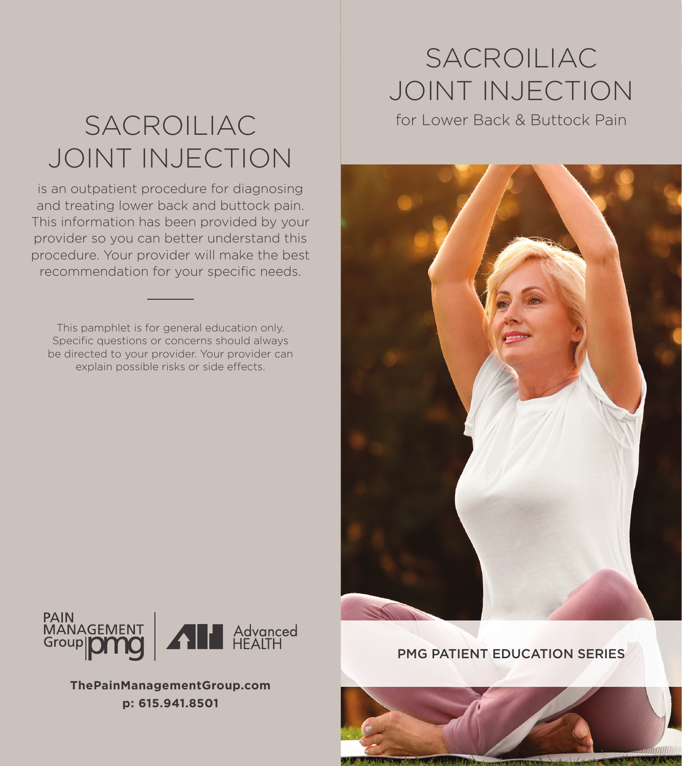# SACROILIAC JOINT INJECTION

is an outpatient procedure for diagnosing and treating lower back and buttock pain. This information has been provided by your provider so you can better understand this procedure. Your provider will make the best recommendation for your specific needs.

---

This pamphlet is for general education only. Specific questions or concerns should always be directed to your provider. Your provider can explain possible risks or side effects.

PAIN MANAGEMENT Group pmg | Advanced HEALTH

**ThePainManagementGroup.com**
**p: 615.941.8501**

# SACROILIAC JOINT INJECTION

for Lower Back & Buttock Pain

PMG PATIENT EDUCATION SERIES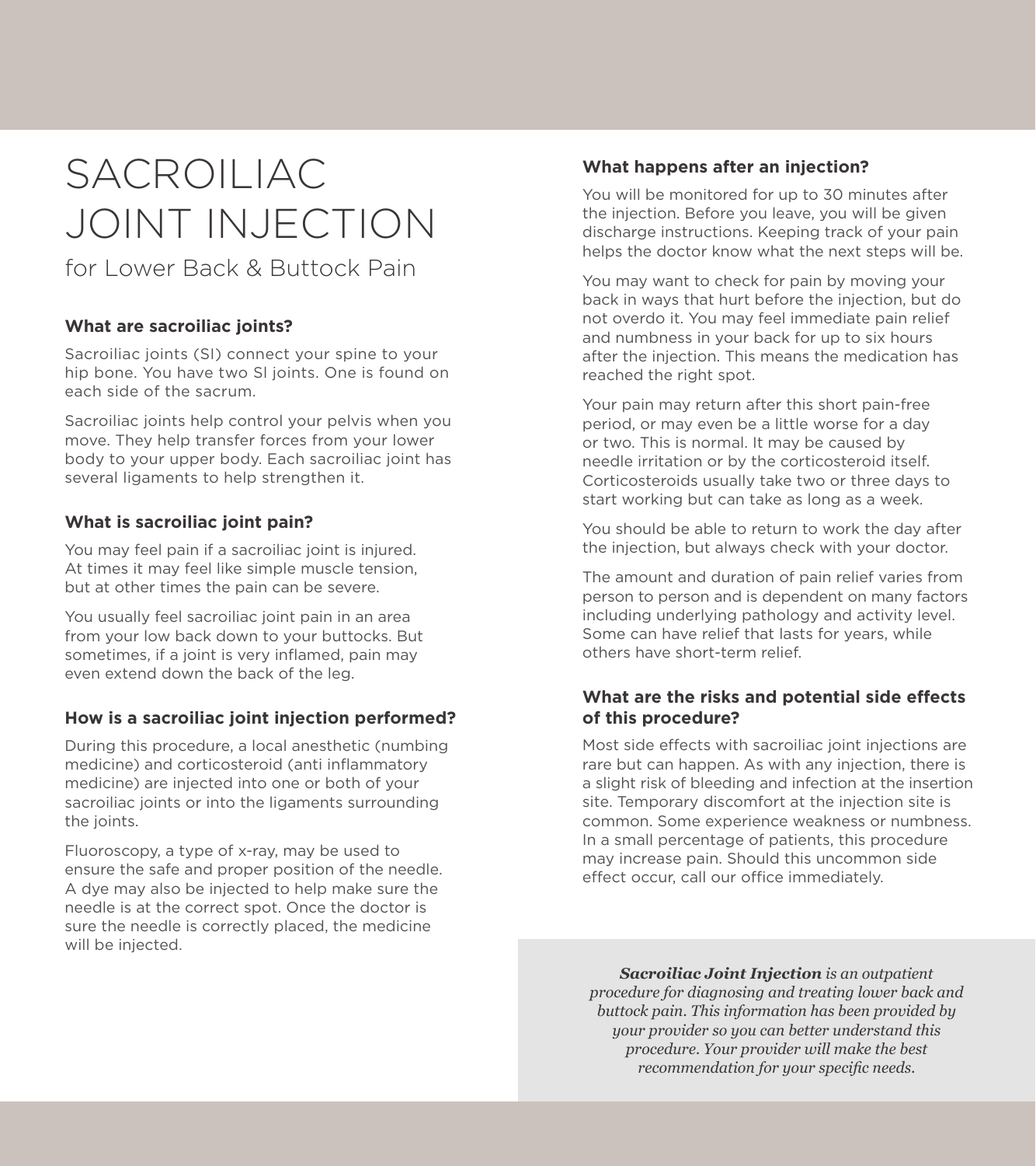# SACROILIAC JOINT INJECTION

## for Lower Back & Buttock Pain

### What are sacroiliac joints?

Sacroiliac joints (SI) connect your spine to your hip bone. You have two SI joints. One is found on each side of the sacrum.

Sacroiliac joints help control your pelvis when you move. They help transfer forces from your lower body to your upper body. Each sacroiliac joint has several ligaments to help strengthen it.

### What is sacroiliac joint pain?

You may feel pain if a sacroiliac joint is injured. At times it may feel like simple muscle tension, but at other times the pain can be severe.

You usually feel sacroiliac joint pain in an area from your low back down to your buttocks. But sometimes, if a joint is very inflamed, pain may even extend down the back of the leg.

### How is a sacroiliac joint injection performed?

During this procedure, a local anesthetic (numbing medicine) and corticosteroid (anti inflammatory medicine) are injected into one or both of your sacroiliac joints or into the ligaments surrounding the joints.

Fluoroscopy, a type of x-ray, may be used to ensure the safe and proper position of the needle. A dye may also be injected to help make sure the needle is at the correct spot. Once the doctor is sure the needle is correctly placed, the medicine will be injected.

### What happens after an injection?

You will be monitored for up to 30 minutes after the injection. Before you leave, you will be given discharge instructions. Keeping track of your pain helps the doctor know what the next steps will be.

You may want to check for pain by moving your back in ways that hurt before the injection, but do not overdo it. You may feel immediate pain relief and numbness in your back for up to six hours after the injection. This means the medication has reached the right spot.

Your pain may return after this short pain-free period, or may even be a little worse for a day or two. This is normal. It may be caused by needle irritation or by the corticosteroid itself. Corticosteroids usually take two or three days to start working but can take as long as a week.

You should be able to return to work the day after the injection, but always check with your doctor.

The amount and duration of pain relief varies from person to person and is dependent on many factors including underlying pathology and activity level. Some can have relief that lasts for years, while others have short-term relief.

### What are the risks and potential side effects of this procedure?

Most side effects with sacroiliac joint injections are rare but can happen. As with any injection, there is a slight risk of bleeding and infection at the insertion site. Temporary discomfort at the injection site is common. Some experience weakness or numbness. In a small percentage of patients, this procedure may increase pain. Should this uncommon side effect occur, call our office immediately.

***Sacroiliac Joint Injection*** *is an outpatient procedure for diagnosing and treating lower back and buttock pain. This information has been provided by your provider so you can better understand this procedure. Your provider will make the best recommendation for your specific needs.*